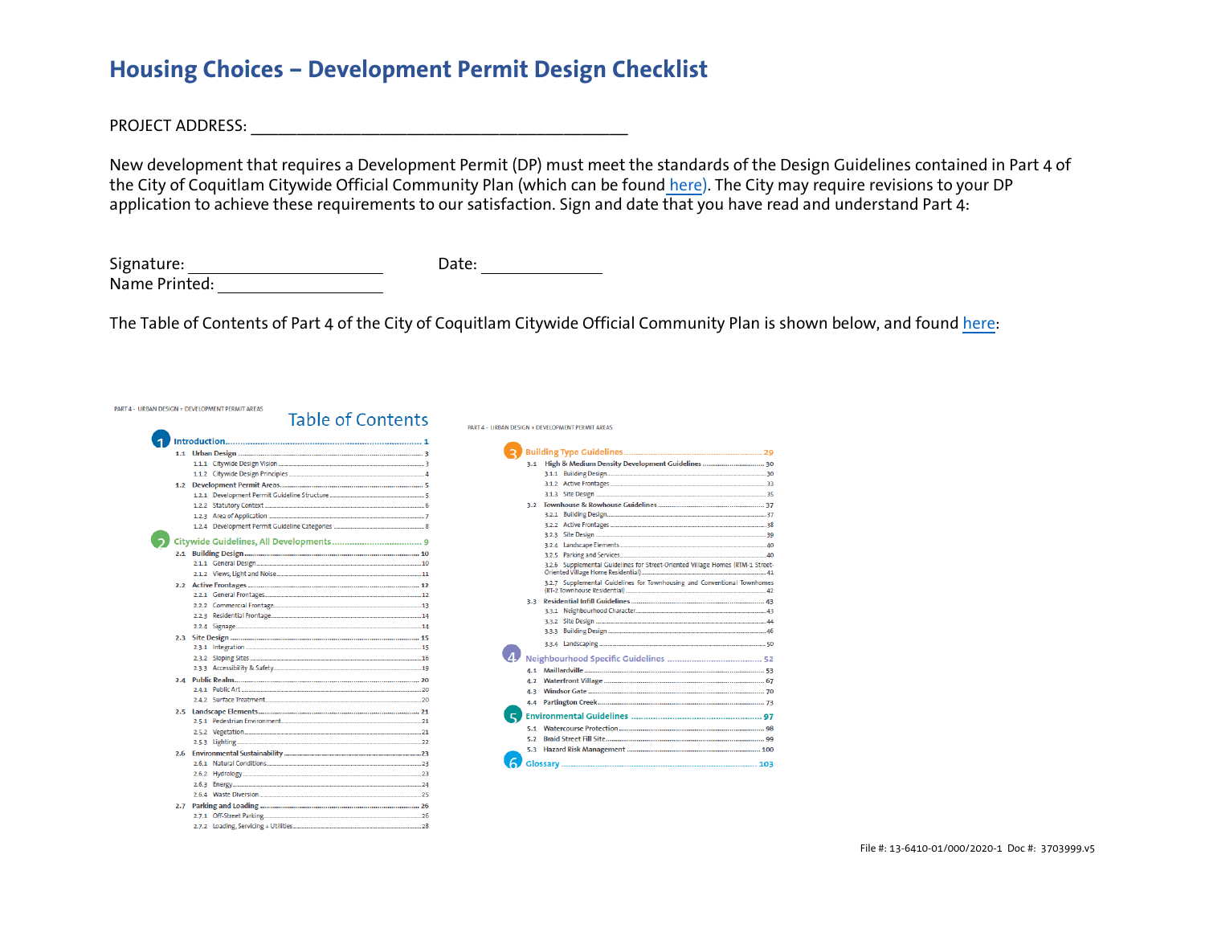# Housing Choices – Development Permit Design Checklist

PROJECT ADDRESS: ____________________________________________

New development that requires a Development Permit (DP) must meet the standards of the Design Guidelines contained in Part 4 of the City of Coquitlam Citywide Official Community Plan (which can be found here). The City may require revisions to your DP application to achieve these requirements to our satisfaction. Sign and date that you have read and understand Part 4:

Signature: ______________________ Date: ______________

Name Printed: ______________________

The Table of Contents of Part 4 of the City of Coquitlam Citywide Official Community Plan is shown below, and found here:

PART 4 - URBAN DESIGN + DEVELOPMENT PERMIT AREAS

## Table of Contents

**1 Introduction** ..... 1

- 1.1 Urban Design ..... 3
  - 1.1.1 Citywide Design Vision ..... 3
  - 1.1.2 Citywide Design Principles ..... 4
- 1.2 Development Permit Areas ..... 5
  - 1.2.1 Development Permit Guideline Structure ..... 5
  - 1.2.2 Statutory Context ..... 6
  - 1.2.3 Area of Application ..... 7
  - 1.2.4 Development Permit Guideline Categories ..... 8

**2 Citywide Guidelines, All Developments** ..... 9

- 2.1 Building Design ..... 10
  - 2.1.1 General Design ..... 10
  - 2.1.2 Views, Light and Noise ..... 11
- 2.2 Active Frontages ..... 12
  - 2.2.1 General Frontages ..... 12
  - 2.2.2 Commercial Frontage ..... 13
  - 2.2.3 Residential Frontage ..... 14
  - 2.2.4 Signage ..... 14
- 2.3 Site Design ..... 15
  - 2.3.1 Integration ..... 15
  - 2.3.2 Sloping Sites ..... 16
  - 2.3.3 Accessibility & Safety ..... 19
- 2.4 Public Realm ..... 20
  - 2.4.1 Public Art ..... 20
  - 2.4.2 Surface Treatment ..... 20
- 2.5 Landscape Elements ..... 21
  - 2.5.1 Pedestrian Environment ..... 21
  - 2.5.2 Vegetation ..... 21
  - 2.5.3 Lighting ..... 22
- 2.6 Environmental Sustainability ..... 23
  - 2.6.1 Natural Conditions ..... 23
  - 2.6.2 Hydrology ..... 23
  - 2.6.3 Energy ..... 24
  - 2.6.4 Waste Diversion ..... 25
- 2.7 Parking and Loading ..... 26
  - 2.7.1 Off-Street Parking ..... 26
  - 2.7.2 Loading, Servicing + Utilities ..... 28

PART 4 - URBAN DESIGN + DEVELOPMENT PERMIT AREAS

**3 Building Type Guidelines** ..... 29

- 3.1 High & Medium Density Development Guidelines ..... 30
  - 3.1.1 Building Design ..... 30
  - 3.1.2 Active Frontages ..... 33
  - 3.1.3 Site Design ..... 35
- 3.2 Townhouse & Rowhouse Guidelines ..... 37
  - 3.2.1 Building Design ..... 37
  - 3.2.2 Active Frontages ..... 38
  - 3.2.3 Site Design ..... 39
  - 3.2.4 Landscape Elements ..... 40
  - 3.2.5 Parking and Services ..... 40
  - 3.2.6 Supplemental Guidelines for Street-Oriented Village Homes (RTM-1 Street-Oriented Village Home Residential) ..... 41
  - 3.2.7 Supplemental Guidelines for Townhousing and Conventional Townhomes (RT-2 Townhouse Residential) ..... 42
- 3.3 Residential Infill Guidelines ..... 43
  - 3.3.1 Neighbourhood Character ..... 43
  - 3.3.2 Site Design ..... 44
  - 3.3.3 Building Design ..... 46
  - 3.3.4 Landscaping ..... 50

**4 Neighbourhood Specific Guidelines** ..... 52

- 4.1 Maillardville ..... 53
- 4.2 Waterfront Village ..... 67
- 4.3 Windsor Gate ..... 70
- 4.4 Partington Creek ..... 73

**5 Environmental Guidelines** ..... 97

- 5.1 Watercourse Protection ..... 98
- 5.2 Braid Street Fill Site ..... 99
- 5.3 Hazard Risk Management ..... 100

**6 Glossary** ..... 103

File #: 13-6410-01/000/2020-1 Doc #: 3703999.v5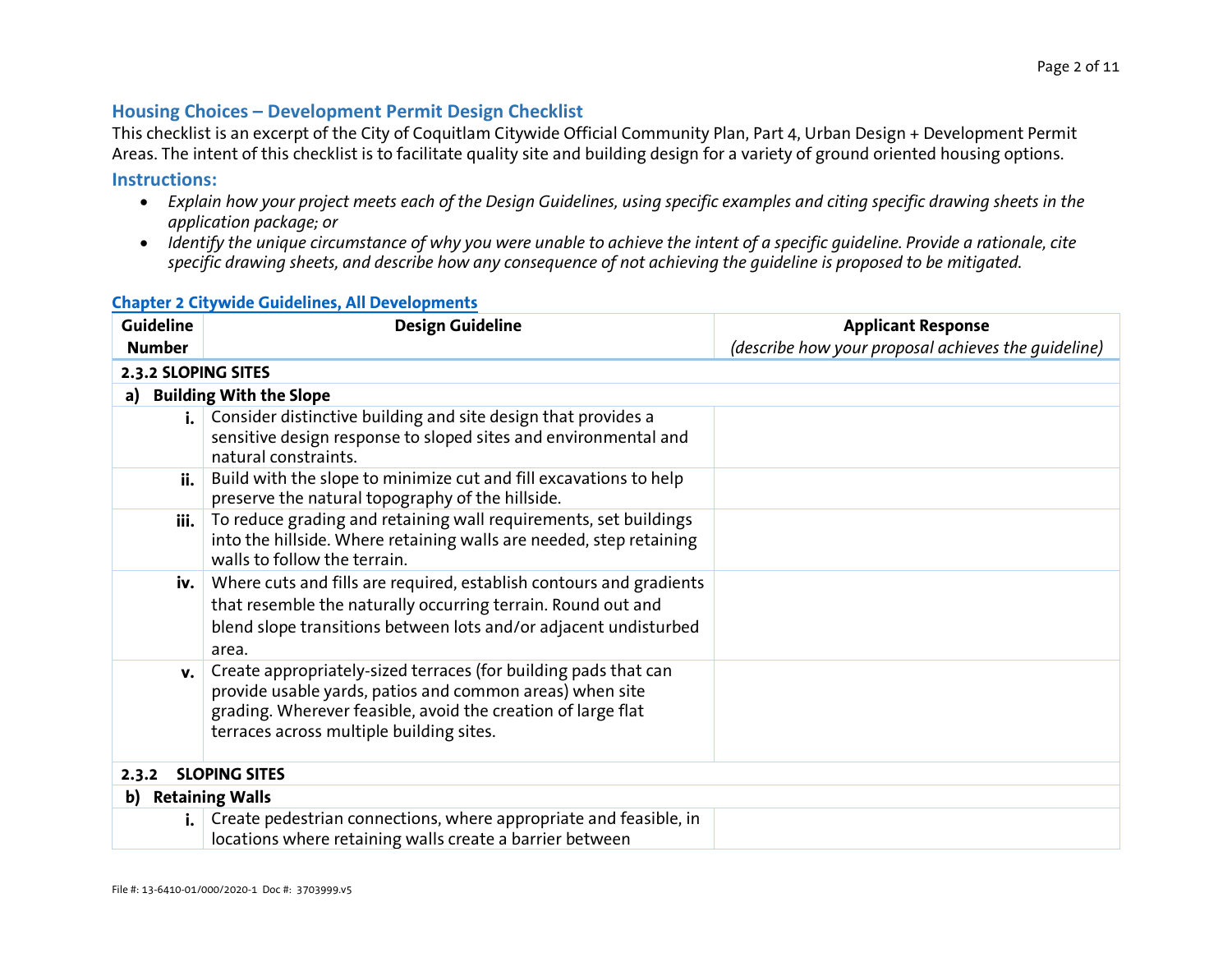## Housing Choices – Development Permit Design Checklist

This checklist is an excerpt of the City of Coquitlam Citywide Official Community Plan, Part 4, Urban Design + Development Permit Areas. The intent of this checklist is to facilitate quality site and building design for a variety of ground oriented housing options.

### Instructions:

- *Explain how your project meets each of the Design Guidelines, using specific examples and citing specific drawing sheets in the application package; or*
- *Identify the unique circumstance of why you were unable to achieve the intent of a specific guideline. Provide a rationale, cite specific drawing sheets, and describe how any consequence of not achieving the guideline is proposed to be mitigated.*

### Chapter 2 Citywide Guidelines, All Developments

| Guideline Number | Design Guideline | Applicant Response *(describe how your proposal achieves the guideline)* |
|---|---|---|
| **2.3.2 SLOPING SITES** | | |
| **a) Building With the Slope** | | |
| **i.** | Consider distinctive building and site design that provides a sensitive design response to sloped sites and environmental and natural constraints. | |
| **ii.** | Build with the slope to minimize cut and fill excavations to help preserve the natural topography of the hillside. | |
| **iii.** | To reduce grading and retaining wall requirements, set buildings into the hillside. Where retaining walls are needed, step retaining walls to follow the terrain. | |
| **iv.** | Where cuts and fills are required, establish contours and gradients that resemble the naturally occurring terrain. Round out and blend slope transitions between lots and/or adjacent undisturbed area. | |
| **v.** | Create appropriately-sized terraces (for building pads that can provide usable yards, patios and common areas) when site grading. Wherever feasible, avoid the creation of large flat terraces across multiple building sites. | |
| **2.3.2 SLOPING SITES** | | |
| **b) Retaining Walls** | | |
| **i.** | Create pedestrian connections, where appropriate and feasible, in locations where retaining walls create a barrier between | |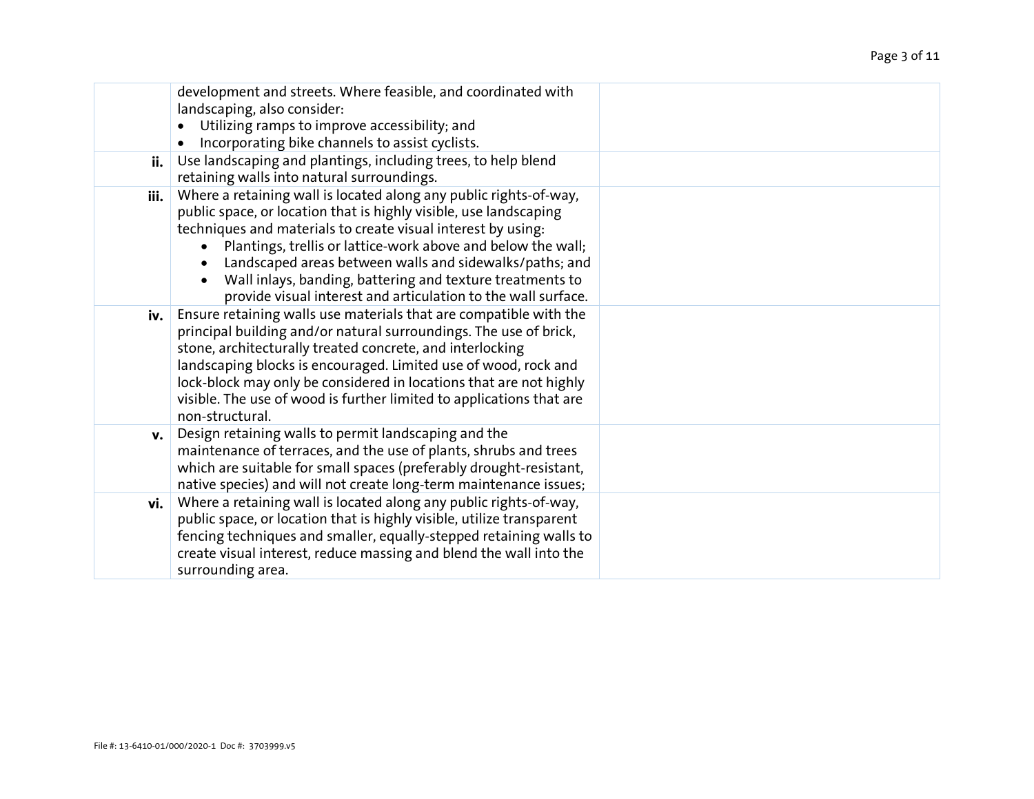| | | |
|---|---|---|
| | development and streets. Where feasible, and coordinated with landscaping, also consider: <br>• Utilizing ramps to improve accessibility; and <br>• Incorporating bike channels to assist cyclists. | |
| **ii.** | Use landscaping and plantings, including trees, to help blend retaining walls into natural surroundings. | |
| **iii.** | Where a retaining wall is located along any public rights-of-way, public space, or location that is highly visible, use landscaping techniques and materials to create visual interest by using: <br>• Plantings, trellis or lattice-work above and below the wall; <br>• Landscaped areas between walls and sidewalks/paths; and <br>• Wall inlays, banding, battering and texture treatments to provide visual interest and articulation to the wall surface. | |
| **iv.** | Ensure retaining walls use materials that are compatible with the principal building and/or natural surroundings. The use of brick, stone, architecturally treated concrete, and interlocking landscaping blocks is encouraged. Limited use of wood, rock and lock-block may only be considered in locations that are not highly visible. The use of wood is further limited to applications that are non-structural. | |
| **v.** | Design retaining walls to permit landscaping and the maintenance of terraces, and the use of plants, shrubs and trees which are suitable for small spaces (preferably drought-resistant, native species) and will not create long-term maintenance issues; | |
| **vi.** | Where a retaining wall is located along any public rights-of-way, public space, or location that is highly visible, utilize transparent fencing techniques and smaller, equally-stepped retaining walls to create visual interest, reduce massing and blend the wall into the surrounding area. | |

File #: 13-6410-01/000/2020-1 Doc #: 3703999.v5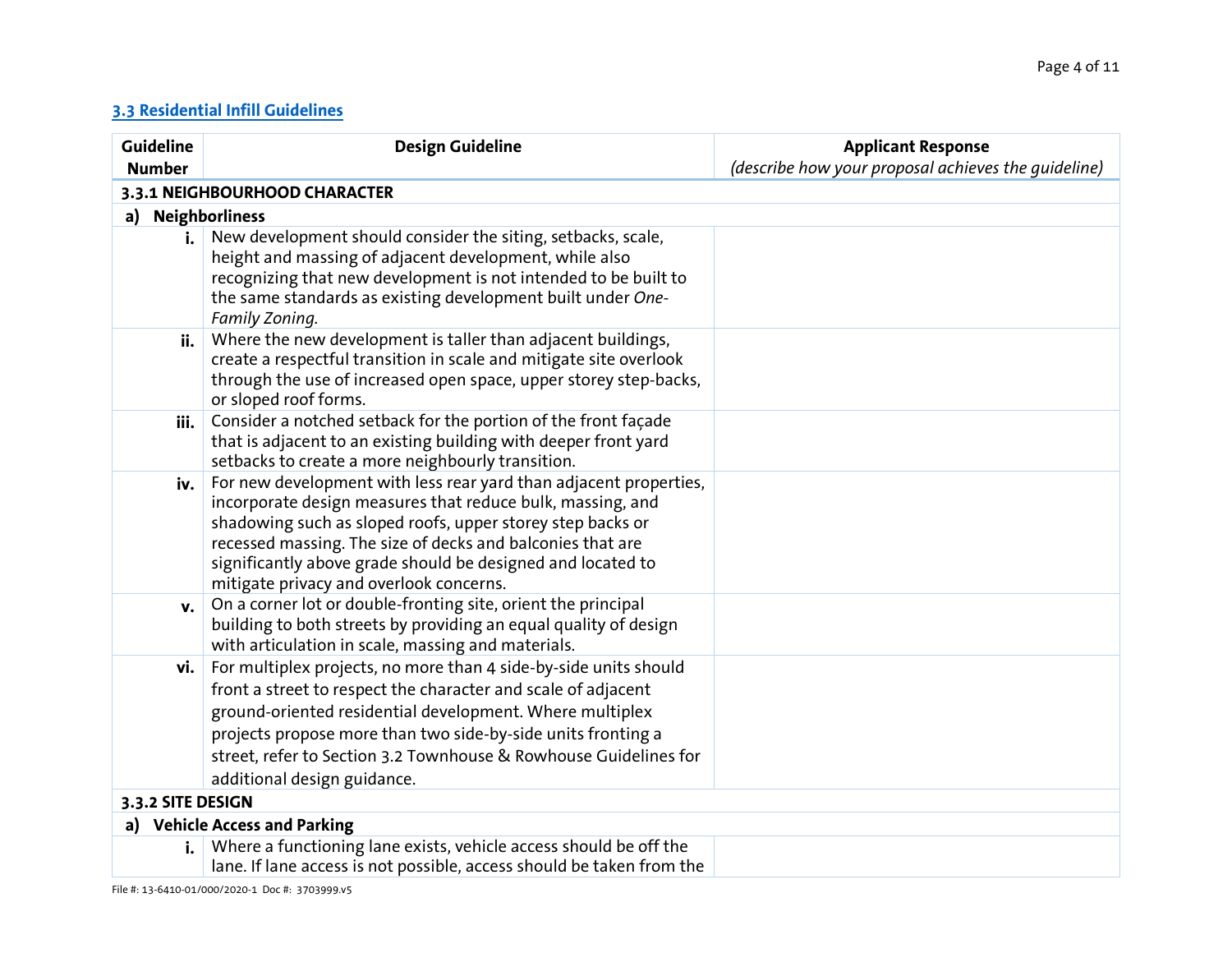## [3.3 Residential Infill Guidelines]()

| Guideline Number | Design Guideline | Applicant Response *(describe how your proposal achieves the guideline)* |
|---|---|---|
| **3.3.1 NEIGHBOURHOOD CHARACTER** | | |
| **a) Neighborliness** | | |
| **i.** | New development should consider the siting, setbacks, scale, height and massing of adjacent development, while also recognizing that new development is not intended to be built to the same standards as existing development built under *One-Family Zoning*. | |
| **ii.** | Where the new development is taller than adjacent buildings, create a respectful transition in scale and mitigate site overlook through the use of increased open space, upper storey step-backs, or sloped roof forms. | |
| **iii.** | Consider a notched setback for the portion of the front façade that is adjacent to an existing building with deeper front yard setbacks to create a more neighbourly transition. | |
| **iv.** | For new development with less rear yard than adjacent properties, incorporate design measures that reduce bulk, massing, and shadowing such as sloped roofs, upper storey step backs or recessed massing. The size of decks and balconies that are significantly above grade should be designed and located to mitigate privacy and overlook concerns. | |
| **v.** | On a corner lot or double-fronting site, orient the principal building to both streets by providing an equal quality of design with articulation in scale, massing and materials. | |
| **vi.** | For multiplex projects, no more than 4 side-by-side units should front a street to respect the character and scale of adjacent ground-oriented residential development. Where multiplex projects propose more than two side-by-side units fronting a street, refer to Section 3.2 Townhouse & Rowhouse Guidelines for additional design guidance. | |
| **3.3.2 SITE DESIGN** | | |
| **a) Vehicle Access and Parking** | | |
| **i.** | Where a functioning lane exists, vehicle access should be off the lane. If lane access is not possible, access should be taken from the | |

File #: 13-6410-01/000/2020-1 Doc #: 3703999.v5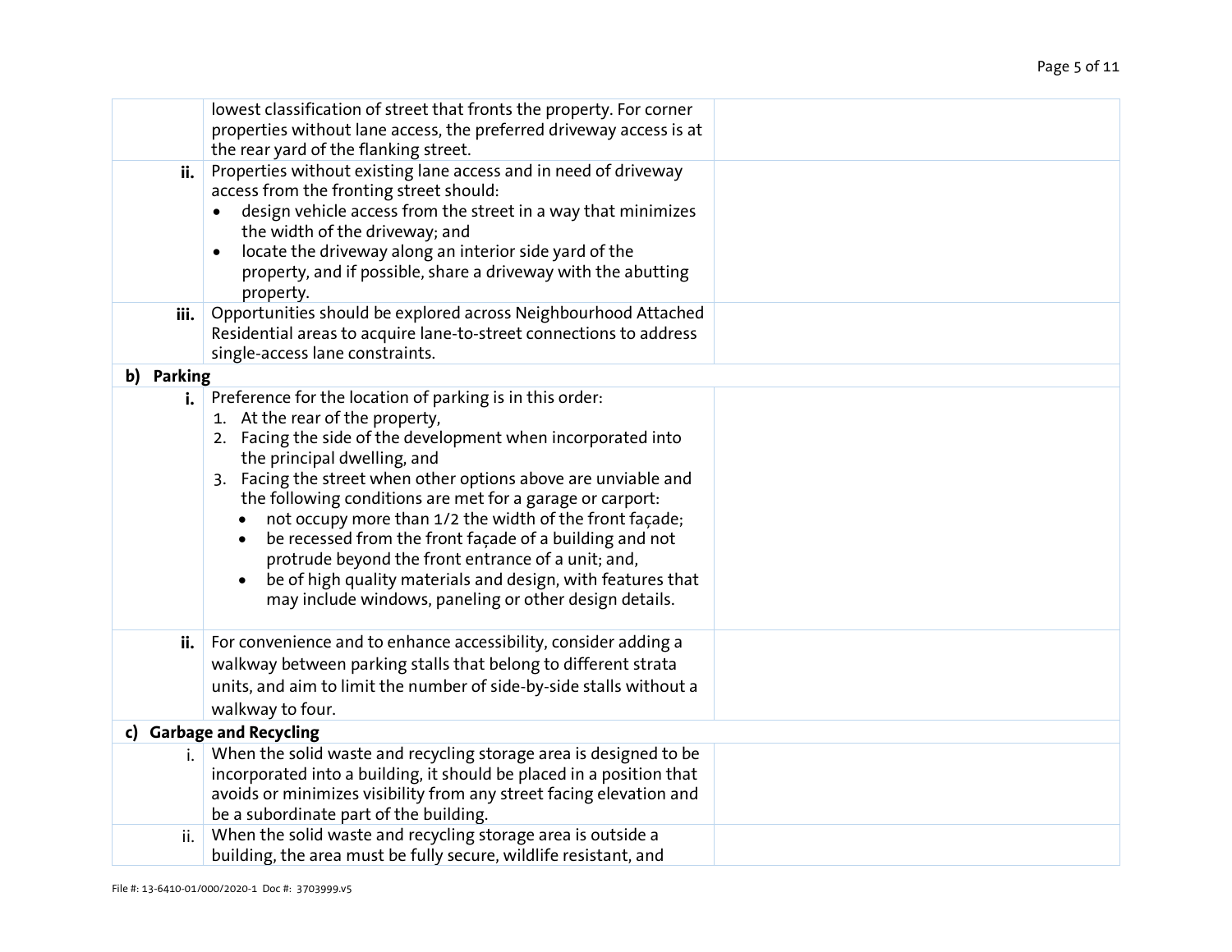| | | |
|---|---|---|
| | lowest classification of street that fronts the property. For corner properties without lane access, the preferred driveway access is at the rear yard of the flanking street. | |
| **ii.** | Properties without existing lane access and in need of driveway access from the fronting street should:<br>• design vehicle access from the street in a way that minimizes the width of the driveway; and<br>• locate the driveway along an interior side yard of the property, and if possible, share a driveway with the abutting property. | |
| **iii.** | Opportunities should be explored across Neighbourhood Attached Residential areas to acquire lane-to-street connections to address single-access lane constraints. | |
| **b) Parking** | | |
| **i.** | Preference for the location of parking is in this order:<br>1. At the rear of the property,<br>2. Facing the side of the development when incorporated into the principal dwelling, and<br>3. Facing the street when other options above are unviable and the following conditions are met for a garage or carport:<br>• not occupy more than 1/2 the width of the front façade;<br>• be recessed from the front façade of a building and not protrude beyond the front entrance of a unit; and,<br>• be of high quality materials and design, with features that may include windows, paneling or other design details. | |
| **ii.** | For convenience and to enhance accessibility, consider adding a walkway between parking stalls that belong to different strata units, and aim to limit the number of side-by-side stalls without a walkway to four. | |
| **c) Garbage and Recycling** | | |
| i. | When the solid waste and recycling storage area is designed to be incorporated into a building, it should be placed in a position that avoids or minimizes visibility from any street facing elevation and be a subordinate part of the building. | |
| ii. | When the solid waste and recycling storage area is outside a building, the area must be fully secure, wildlife resistant, and | |

File #: 13-6410-01/000/2020-1 Doc #: 3703999.v5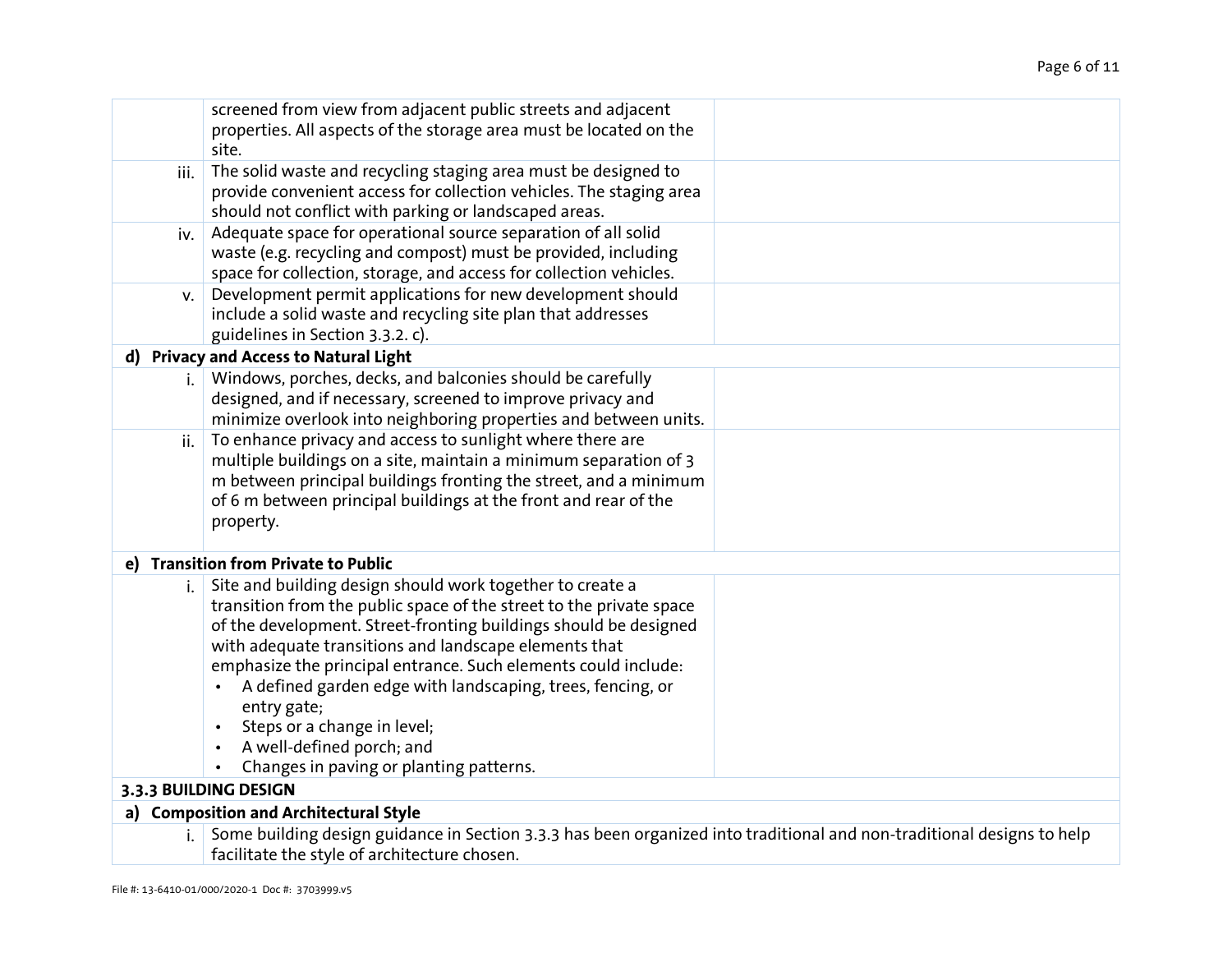| | | |
|---|---|---|
| | screened from view from adjacent public streets and adjacent properties. All aspects of the storage area must be located on the site. | |
| iii. | The solid waste and recycling staging area must be designed to provide convenient access for collection vehicles. The staging area should not conflict with parking or landscaped areas. | |
| iv. | Adequate space for operational source separation of all solid waste (e.g. recycling and compost) must be provided, including space for collection, storage, and access for collection vehicles. | |
| v. | Development permit applications for new development should include a solid waste and recycling site plan that addresses guidelines in Section 3.3.2. c). | |
| **d) Privacy and Access to Natural Light** | | |
| i. | Windows, porches, decks, and balconies should be carefully designed, and if necessary, screened to improve privacy and minimize overlook into neighboring properties and between units. | |
| ii. | To enhance privacy and access to sunlight where there are multiple buildings on a site, maintain a minimum separation of 3 m between principal buildings fronting the street, and a minimum of 6 m between principal buildings at the front and rear of the property. | |
| **e) Transition from Private to Public** | | |
| i. | Site and building design should work together to create a transition from the public space of the street to the private space of the development. Street-fronting buildings should be designed with adequate transitions and landscape elements that emphasize the principal entrance. Such elements could include:<br>• A defined garden edge with landscaping, trees, fencing, or entry gate;<br>• Steps or a change in level;<br>• A well-defined porch; and<br>• Changes in paving or planting patterns. | |
| **3.3.3 BUILDING DESIGN** | | |
| **a) Composition and Architectural Style** | | |
| i. | Some building design guidance in Section 3.3.3 has been organized into traditional and non-traditional designs to help facilitate the style of architecture chosen. | |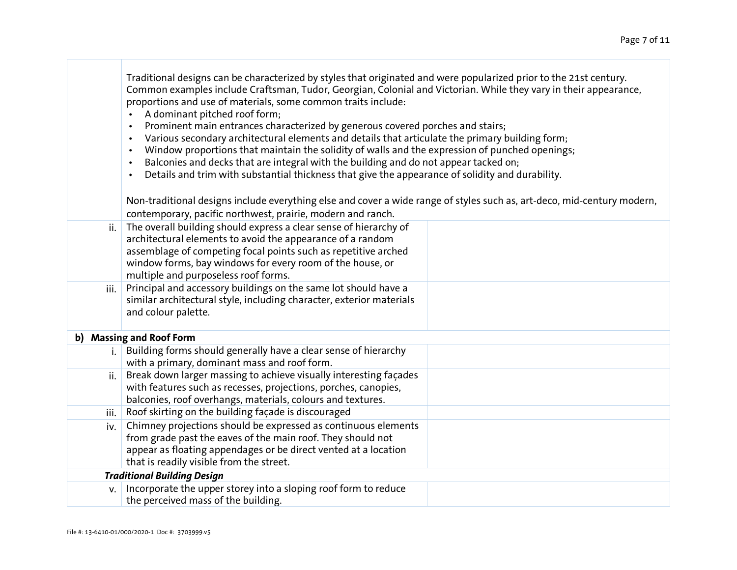| | | |
|---|---|---|
| | Traditional designs can be characterized by styles that originated and were popularized prior to the 21st century. Common examples include Craftsman, Tudor, Georgian, Colonial and Victorian. While they vary in their appearance, proportions and use of materials, some common traits include:<br>• A dominant pitched roof form;<br>• Prominent main entrances characterized by generous covered porches and stairs;<br>• Various secondary architectural elements and details that articulate the primary building form;<br>• Window proportions that maintain the solidity of walls and the expression of punched openings;<br>• Balconies and decks that are integral with the building and do not appear tacked on;<br>• Details and trim with substantial thickness that give the appearance of solidity and durability.<br><br>Non-traditional designs include everything else and cover a wide range of styles such as, art-deco, mid-century modern, contemporary, pacific northwest, prairie, modern and ranch. | |
| ii. | The overall building should express a clear sense of hierarchy of architectural elements to avoid the appearance of a random assemblage of competing focal points such as repetitive arched window forms, bay windows for every room of the house, or multiple and purposeless roof forms. | |
| iii. | Principal and accessory buildings on the same lot should have a similar architectural style, including character, exterior materials and colour palette. | |
| **b)** | **Massing and Roof Form** | |
| i. | Building forms should generally have a clear sense of hierarchy with a primary, dominant mass and roof form. | |
| ii. | Break down larger massing to achieve visually interesting façades with features such as recesses, projections, porches, canopies, balconies, roof overhangs, materials, colours and textures. | |
| iii. | Roof skirting on the building façade is discouraged | |
| iv. | Chimney projections should be expressed as continuous elements from grade past the eaves of the main roof. They should not appear as floating appendages or be direct vented at a location that is readily visible from the street. | |
| | ***Traditional Building Design*** | |
| v. | Incorporate the upper storey into a sloping roof form to reduce the perceived mass of the building. | |

File #: 13-6410-01/000/2020-1 Doc #: 3703999.v5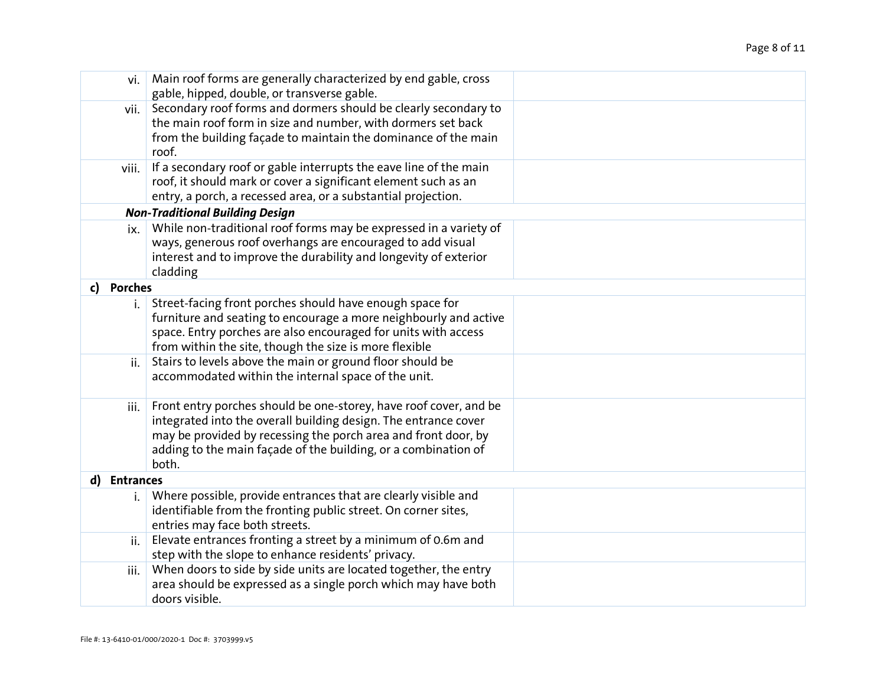| | | |
|---|---|---|
| vi. | Main roof forms are generally characterized by end gable, cross gable, hipped, double, or transverse gable. | |
| vii. | Secondary roof forms and dormers should be clearly secondary to the main roof form in size and number, with dormers set back from the building façade to maintain the dominance of the main roof. | |
| viii. | If a secondary roof or gable interrupts the eave line of the main roof, it should mark or cover a significant element such as an entry, a porch, a recessed area, or a substantial projection. | |
| | ***Non-Traditional Building Design*** | |
| ix. | While non-traditional roof forms may be expressed in a variety of ways, generous roof overhangs are encouraged to add visual interest and to improve the durability and longevity of exterior cladding | |
| **c) Porches** | | |
| i. | Street-facing front porches should have enough space for furniture and seating to encourage a more neighbourly and active space. Entry porches are also encouraged for units with access from within the site, though the size is more flexible | |
| ii. | Stairs to levels above the main or ground floor should be accommodated within the internal space of the unit. | |
| iii. | Front entry porches should be one-storey, have roof cover, and be integrated into the overall building design. The entrance cover may be provided by recessing the porch area and front door, by adding to the main façade of the building, or a combination of both. | |
| **d) Entrances** | | |
| i. | Where possible, provide entrances that are clearly visible and identifiable from the fronting public street. On corner sites, entries may face both streets. | |
| ii. | Elevate entrances fronting a street by a minimum of 0.6m and step with the slope to enhance residents' privacy. | |
| iii. | When doors to side by side units are located together, the entry area should be expressed as a single porch which may have both doors visible. | |

File #: 13-6410-01/000/2020-1 Doc #: 3703999.v5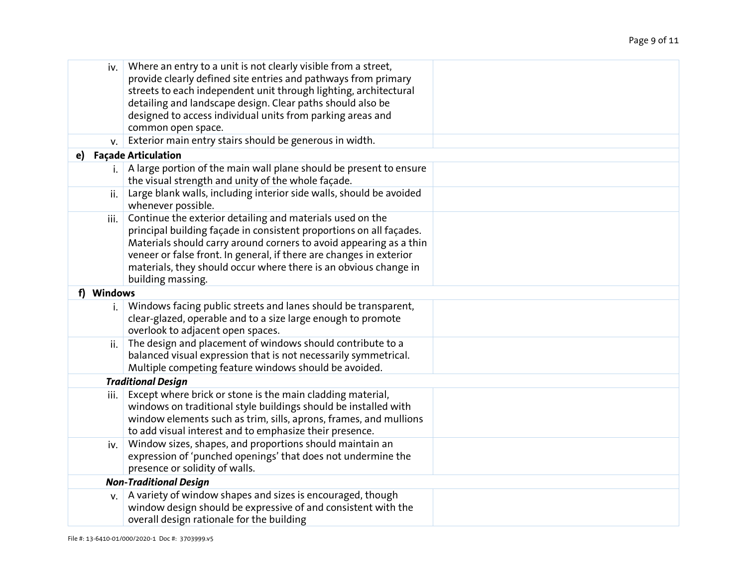| | | |
|---|---|---|
| iv. | Where an entry to a unit is not clearly visible from a street, provide clearly defined site entries and pathways from primary streets to each independent unit through lighting, architectural detailing and landscape design. Clear paths should also be designed to access individual units from parking areas and common open space. | |
| v. | Exterior main entry stairs should be generous in width. | |
| **e) Façade Articulation** | | |
| i. | A large portion of the main wall plane should be present to ensure the visual strength and unity of the whole façade. | |
| ii. | Large blank walls, including interior side walls, should be avoided whenever possible. | |
| iii. | Continue the exterior detailing and materials used on the principal building façade in consistent proportions on all façades. Materials should carry around corners to avoid appearing as a thin veneer or false front. In general, if there are changes in exterior materials, they should occur where there is an obvious change in building massing. | |
| **f) Windows** | | |
| i. | Windows facing public streets and lanes should be transparent, clear-glazed, operable and to a size large enough to promote overlook to adjacent open spaces. | |
| ii. | The design and placement of windows should contribute to a balanced visual expression that is not necessarily symmetrical. Multiple competing feature windows should be avoided. | |
| | ***Traditional Design*** | |
| iii. | Except where brick or stone is the main cladding material, windows on traditional style buildings should be installed with window elements such as trim, sills, aprons, frames, and mullions to add visual interest and to emphasize their presence. | |
| iv. | Window sizes, shapes, and proportions should maintain an expression of 'punched openings' that does not undermine the presence or solidity of walls. | |
| | ***Non-Traditional Design*** | |
| v. | A variety of window shapes and sizes is encouraged, though window design should be expressive of and consistent with the overall design rationale for the building | |

File #: 13-6410-01/000/2020-1 Doc #: 3703999.v5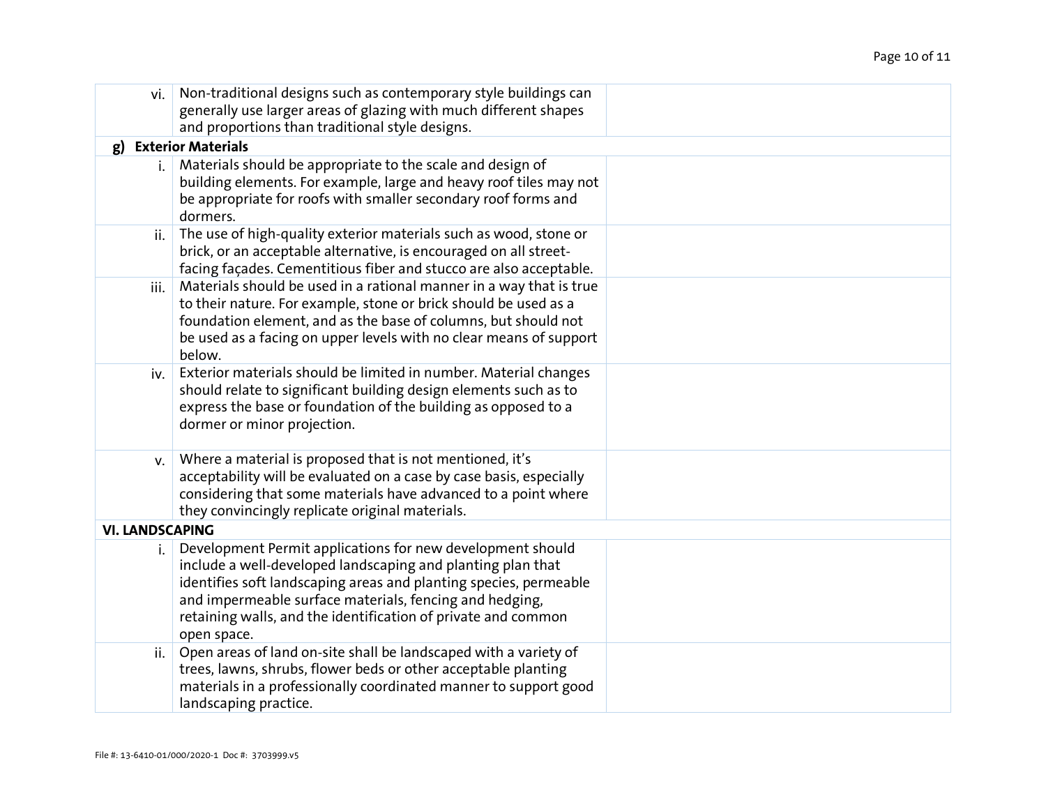| | | |
|---|---|---|
| vi. | Non-traditional designs such as contemporary style buildings can generally use larger areas of glazing with much different shapes and proportions than traditional style designs. | |
| **g) Exterior Materials** | | |
| i. | Materials should be appropriate to the scale and design of building elements. For example, large and heavy roof tiles may not be appropriate for roofs with smaller secondary roof forms and dormers. | |
| ii. | The use of high-quality exterior materials such as wood, stone or brick, or an acceptable alternative, is encouraged on all street-facing façades. Cementitious fiber and stucco are also acceptable. | |
| iii. | Materials should be used in a rational manner in a way that is true to their nature. For example, stone or brick should be used as a foundation element, and as the base of columns, but should not be used as a facing on upper levels with no clear means of support below. | |
| iv. | Exterior materials should be limited in number. Material changes should relate to significant building design elements such as to express the base or foundation of the building as opposed to a dormer or minor projection. | |
| v. | Where a material is proposed that is not mentioned, it's acceptability will be evaluated on a case by case basis, especially considering that some materials have advanced to a point where they convincingly replicate original materials. | |
| **VI. LANDSCAPING** | | |
| i. | Development Permit applications for new development should include a well-developed landscaping and planting plan that identifies soft landscaping areas and planting species, permeable and impermeable surface materials, fencing and hedging, retaining walls, and the identification of private and common open space. | |
| ii. | Open areas of land on-site shall be landscaped with a variety of trees, lawns, shrubs, flower beds or other acceptable planting materials in a professionally coordinated manner to support good landscaping practice. | |

File #: 13-6410-01/000/2020-1 Doc #: 3703999.v5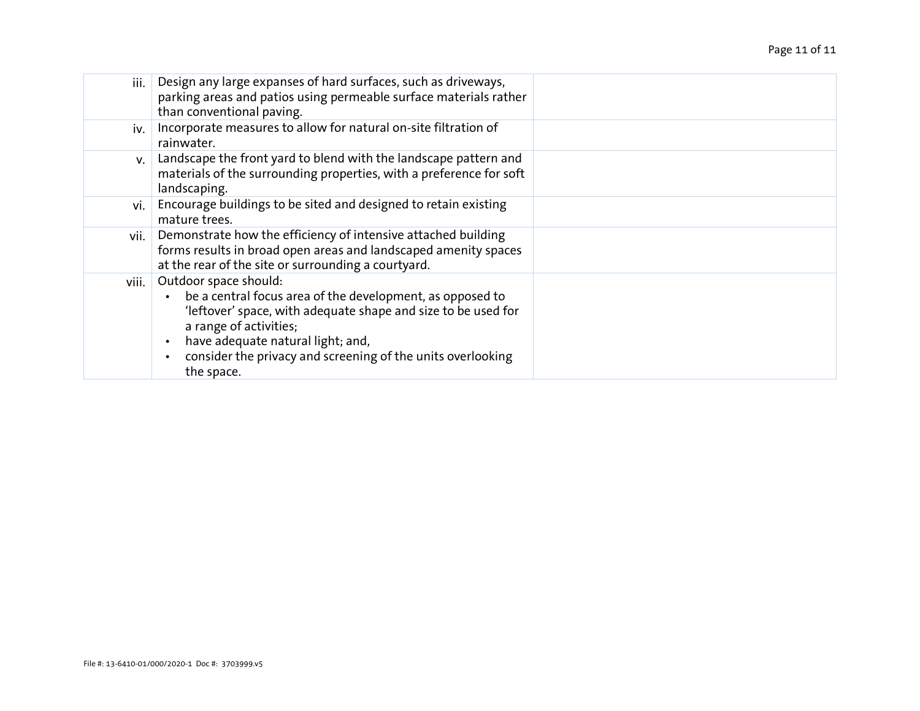| | | |
|---|---|---|
| iii. | Design any large expanses of hard surfaces, such as driveways, parking areas and patios using permeable surface materials rather than conventional paving. | |
| iv. | Incorporate measures to allow for natural on-site filtration of rainwater. | |
| v. | Landscape the front yard to blend with the landscape pattern and materials of the surrounding properties, with a preference for soft landscaping. | |
| vi. | Encourage buildings to be sited and designed to retain existing mature trees. | |
| vii. | Demonstrate how the efficiency of intensive attached building forms results in broad open areas and landscaped amenity spaces at the rear of the site or surrounding a courtyard. | |
| viii. | Outdoor space should:<br>• be a central focus area of the development, as opposed to 'leftover' space, with adequate shape and size to be used for a range of activities;<br>• have adequate natural light; and,<br>• consider the privacy and screening of the units overlooking the space. | |

File #: 13-6410-01/000/2020-1 Doc #: 3703999.v5